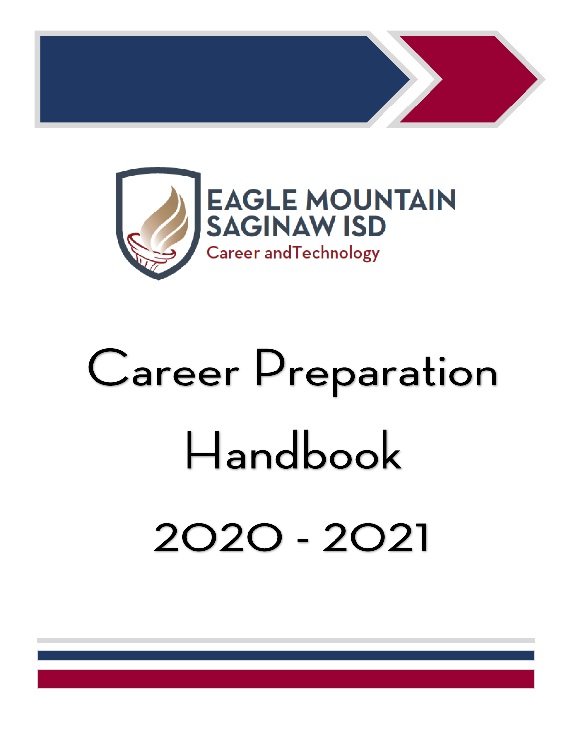EAGLE MOUNTAIN SAGINAW ISD

Career and Technology

# Career Preparation Handbook

# 2020 - 2021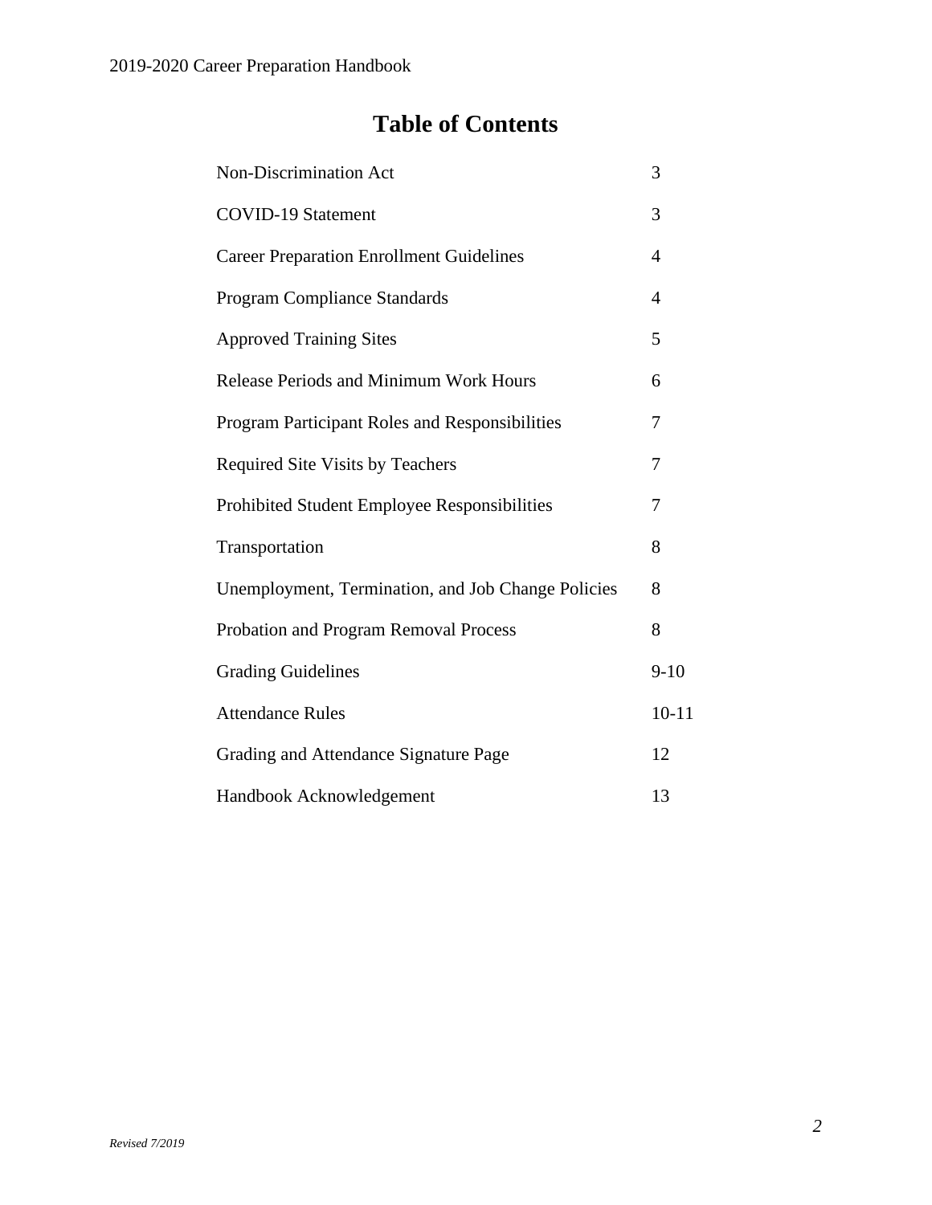# Table of Contents

| | |
|---|---|
| Non-Discrimination Act | 3 |
| COVID-19 Statement | 3 |
| Career Preparation Enrollment Guidelines | 4 |
| Program Compliance Standards | 4 |
| Approved Training Sites | 5 |
| Release Periods and Minimum Work Hours | 6 |
| Program Participant Roles and Responsibilities | 7 |
| Required Site Visits by Teachers | 7 |
| Prohibited Student Employee Responsibilities | 7 |
| Transportation | 8 |
| Unemployment, Termination, and Job Change Policies | 8 |
| Probation and Program Removal Process | 8 |
| Grading Guidelines | 9-10 |
| Attendance Rules | 10-11 |
| Grading and Attendance Signature Page | 12 |
| Handbook Acknowledgement | 13 |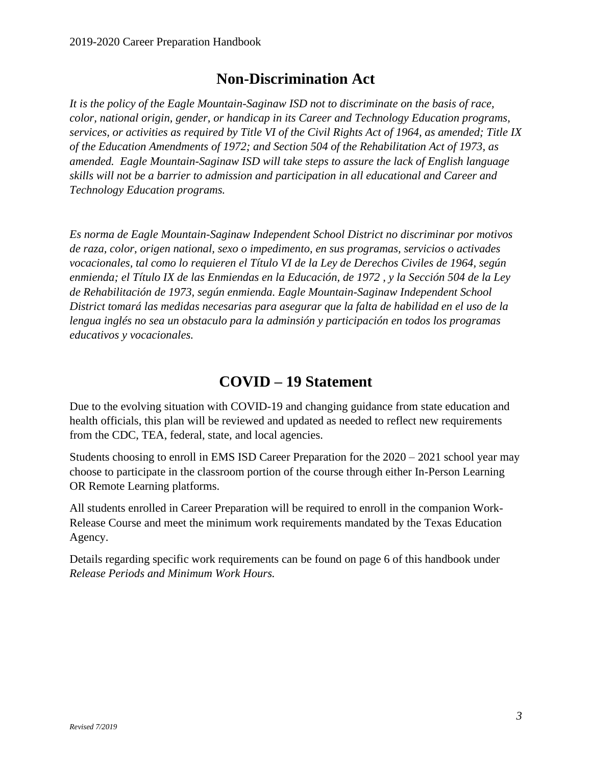## Non-Discrimination Act

*It is the policy of the Eagle Mountain-Saginaw ISD not to discriminate on the basis of race, color, national origin, gender, or handicap in its Career and Technology Education programs, services, or activities as required by Title VI of the Civil Rights Act of 1964, as amended; Title IX of the Education Amendments of 1972; and Section 504 of the Rehabilitation Act of 1973, as amended. Eagle Mountain-Saginaw ISD will take steps to assure the lack of English language skills will not be a barrier to admission and participation in all educational and Career and Technology Education programs.*

*Es norma de Eagle Mountain-Saginaw Independent School District no discriminar por motivos de raza, color, origen national, sexo o impedimento, en sus programas, servicios o activades vocacionales, tal como lo requieren el Título VI de la Ley de Derechos Civiles de 1964, según enmienda; el Título IX de las Enmiendas en la Educación, de 1972 , y la Sección 504 de la Ley de Rehabilitación de 1973, según enmienda. Eagle Mountain-Saginaw Independent School District tomará las medidas necesarias para asegurar que la falta de habilidad en el uso de la lengua inglés no sea un obstaculo para la adminsión y participación en todos los programas educativos y vocacionales.*

## COVID – 19 Statement

Due to the evolving situation with COVID-19 and changing guidance from state education and health officials, this plan will be reviewed and updated as needed to reflect new requirements from the CDC, TEA, federal, state, and local agencies.

Students choosing to enroll in EMS ISD Career Preparation for the 2020 – 2021 school year may choose to participate in the classroom portion of the course through either In-Person Learning OR Remote Learning platforms.

All students enrolled in Career Preparation will be required to enroll in the companion Work-Release Course and meet the minimum work requirements mandated by the Texas Education Agency.

Details regarding specific work requirements can be found on page 6 of this handbook under *Release Periods and Minimum Work Hours.*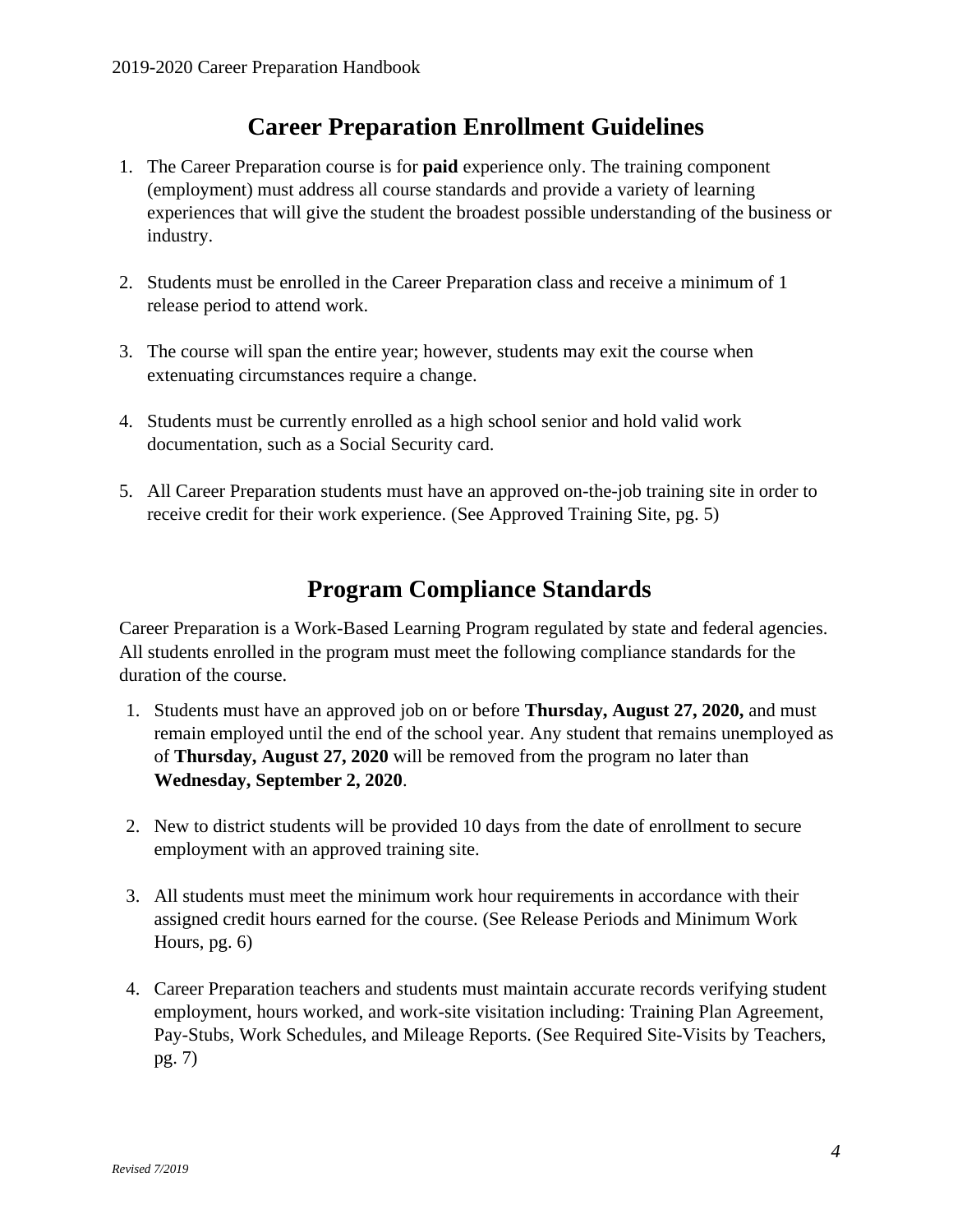## Career Preparation Enrollment Guidelines

1. The Career Preparation course is for **paid** experience only. The training component (employment) must address all course standards and provide a variety of learning experiences that will give the student the broadest possible understanding of the business or industry.

2. Students must be enrolled in the Career Preparation class and receive a minimum of 1 release period to attend work.

3. The course will span the entire year; however, students may exit the course when extenuating circumstances require a change.

4. Students must be currently enrolled as a high school senior and hold valid work documentation, such as a Social Security card.

5. All Career Preparation students must have an approved on-the-job training site in order to receive credit for their work experience. (See Approved Training Site, pg. 5)

## Program Compliance Standards

Career Preparation is a Work-Based Learning Program regulated by state and federal agencies. All students enrolled in the program must meet the following compliance standards for the duration of the course.

1. Students must have an approved job on or before **Thursday, August 27, 2020,** and must remain employed until the end of the school year. Any student that remains unemployed as of **Thursday, August 27, 2020** will be removed from the program no later than **Wednesday, September 2, 2020**.

2. New to district students will be provided 10 days from the date of enrollment to secure employment with an approved training site.

3. All students must meet the minimum work hour requirements in accordance with their assigned credit hours earned for the course. (See Release Periods and Minimum Work Hours, pg. 6)

4. Career Preparation teachers and students must maintain accurate records verifying student employment, hours worked, and work-site visitation including: Training Plan Agreement, Pay-Stubs, Work Schedules, and Mileage Reports. (See Required Site-Visits by Teachers, pg. 7)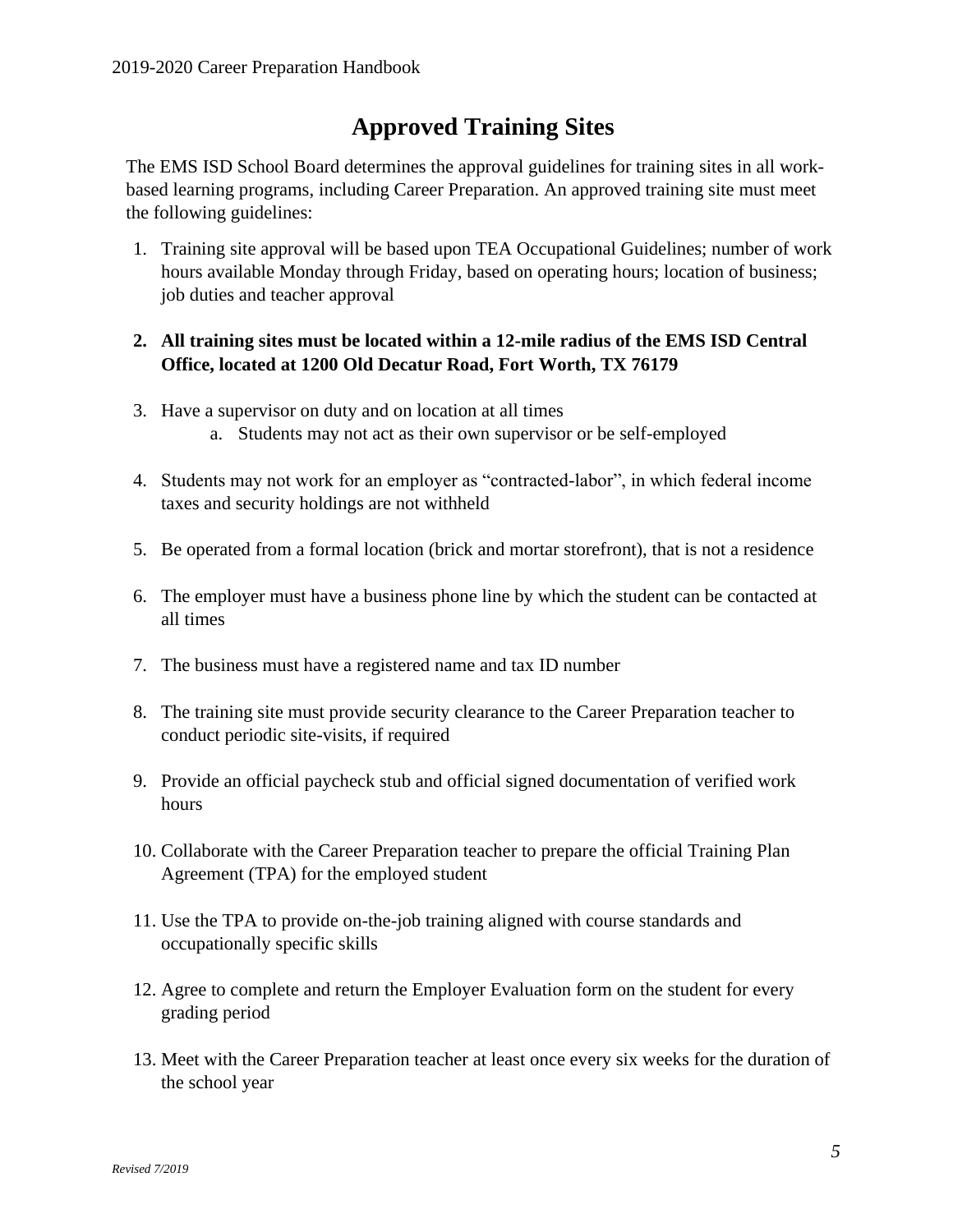# Approved Training Sites

The EMS ISD School Board determines the approval guidelines for training sites in all work-based learning programs, including Career Preparation. An approved training site must meet the following guidelines:

1. Training site approval will be based upon TEA Occupational Guidelines; number of work hours available Monday through Friday, based on operating hours; location of business; job duties and teacher approval
2. **All training sites must be located within a 12-mile radius of the EMS ISD Central Office, located at 1200 Old Decatur Road, Fort Worth, TX 76179**
3. Have a supervisor on duty and on location at all times
   a. Students may not act as their own supervisor or be self-employed
4. Students may not work for an employer as "contracted-labor", in which federal income taxes and security holdings are not withheld
5. Be operated from a formal location (brick and mortar storefront), that is not a residence
6. The employer must have a business phone line by which the student can be contacted at all times
7. The business must have a registered name and tax ID number
8. The training site must provide security clearance to the Career Preparation teacher to conduct periodic site-visits, if required
9. Provide an official paycheck stub and official signed documentation of verified work hours
10. Collaborate with the Career Preparation teacher to prepare the official Training Plan Agreement (TPA) for the employed student
11. Use the TPA to provide on-the-job training aligned with course standards and occupationally specific skills
12. Agree to complete and return the Employer Evaluation form on the student for every grading period
13. Meet with the Career Preparation teacher at least once every six weeks for the duration of the school year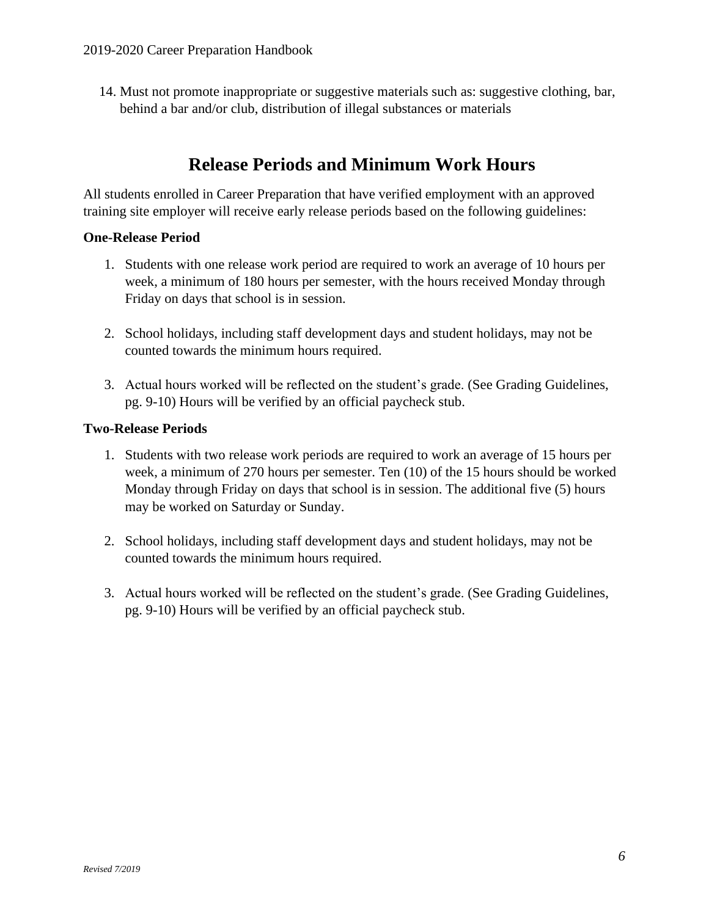14. Must not promote inappropriate or suggestive materials such as: suggestive clothing, bar, behind a bar and/or club, distribution of illegal substances or materials

## Release Periods and Minimum Work Hours

All students enrolled in Career Preparation that have verified employment with an approved training site employer will receive early release periods based on the following guidelines:

**One-Release Period**

1. Students with one release work period are required to work an average of 10 hours per week, a minimum of 180 hours per semester, with the hours received Monday through Friday on days that school is in session.

2. School holidays, including staff development days and student holidays, may not be counted towards the minimum hours required.

3. Actual hours worked will be reflected on the student's grade. (See Grading Guidelines, pg. 9-10) Hours will be verified by an official paycheck stub.

**Two-Release Periods**

1. Students with two release work periods are required to work an average of 15 hours per week, a minimum of 270 hours per semester. Ten (10) of the 15 hours should be worked Monday through Friday on days that school is in session. The additional five (5) hours may be worked on Saturday or Sunday.

2. School holidays, including staff development days and student holidays, may not be counted towards the minimum hours required.

3. Actual hours worked will be reflected on the student's grade. (See Grading Guidelines, pg. 9-10) Hours will be verified by an official paycheck stub.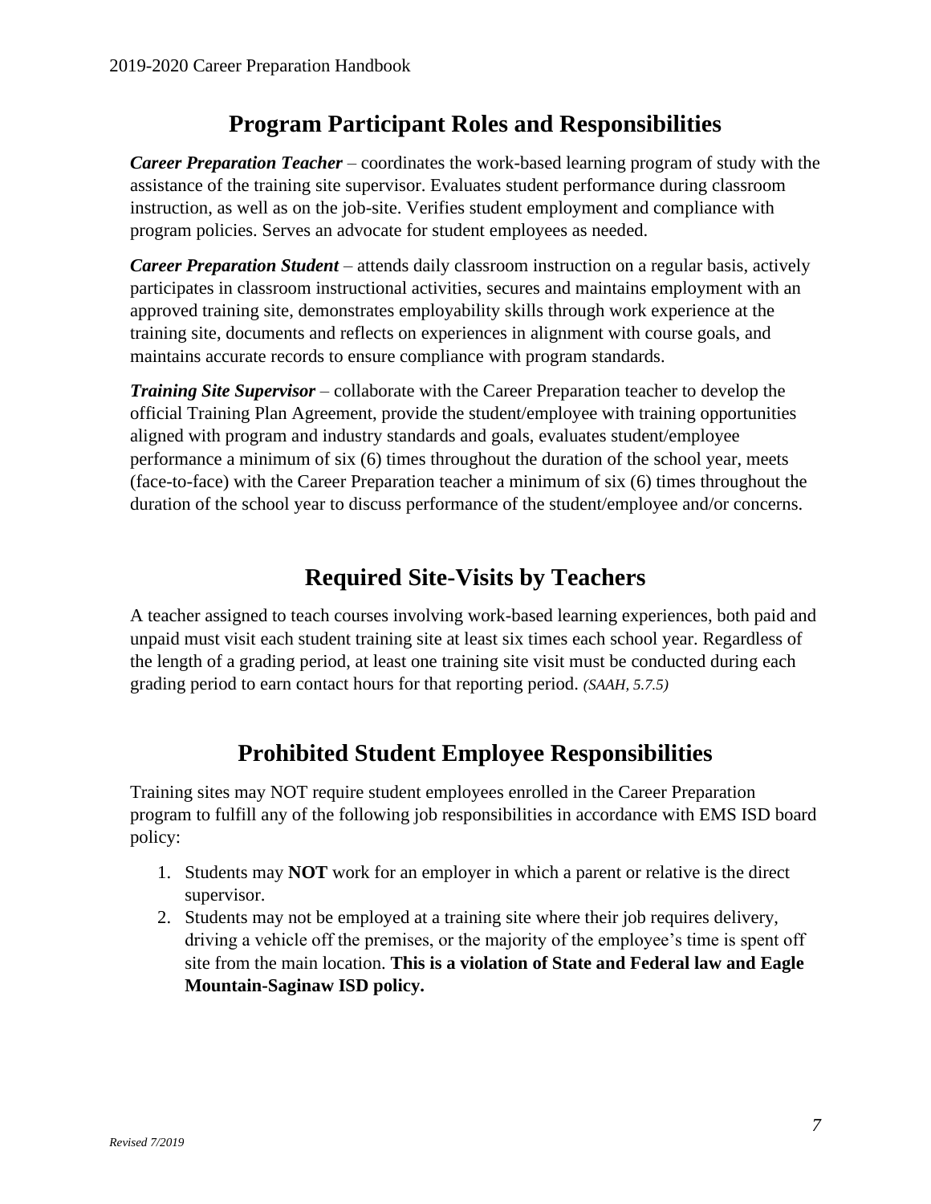## Program Participant Roles and Responsibilities

***Career Preparation Teacher*** – coordinates the work-based learning program of study with the assistance of the training site supervisor. Evaluates student performance during classroom instruction, as well as on the job-site. Verifies student employment and compliance with program policies. Serves an advocate for student employees as needed.

***Career Preparation Student*** – attends daily classroom instruction on a regular basis, actively participates in classroom instructional activities, secures and maintains employment with an approved training site, demonstrates employability skills through work experience at the training site, documents and reflects on experiences in alignment with course goals, and maintains accurate records to ensure compliance with program standards.

***Training Site Supervisor*** – collaborate with the Career Preparation teacher to develop the official Training Plan Agreement, provide the student/employee with training opportunities aligned with program and industry standards and goals, evaluates student/employee performance a minimum of six (6) times throughout the duration of the school year, meets (face-to-face) with the Career Preparation teacher a minimum of six (6) times throughout the duration of the school year to discuss performance of the student/employee and/or concerns.

## Required Site-Visits by Teachers

A teacher assigned to teach courses involving work-based learning experiences, both paid and unpaid must visit each student training site at least six times each school year. Regardless of the length of a grading period, at least one training site visit must be conducted during each grading period to earn contact hours for that reporting period. *(SAAH, 5.7.5)*

## Prohibited Student Employee Responsibilities

Training sites may NOT require student employees enrolled in the Career Preparation program to fulfill any of the following job responsibilities in accordance with EMS ISD board policy:

1. Students may **NOT** work for an employer in which a parent or relative is the direct supervisor.
2. Students may not be employed at a training site where their job requires delivery, driving a vehicle off the premises, or the majority of the employee's time is spent off site from the main location. **This is a violation of State and Federal law and Eagle Mountain-Saginaw ISD policy.**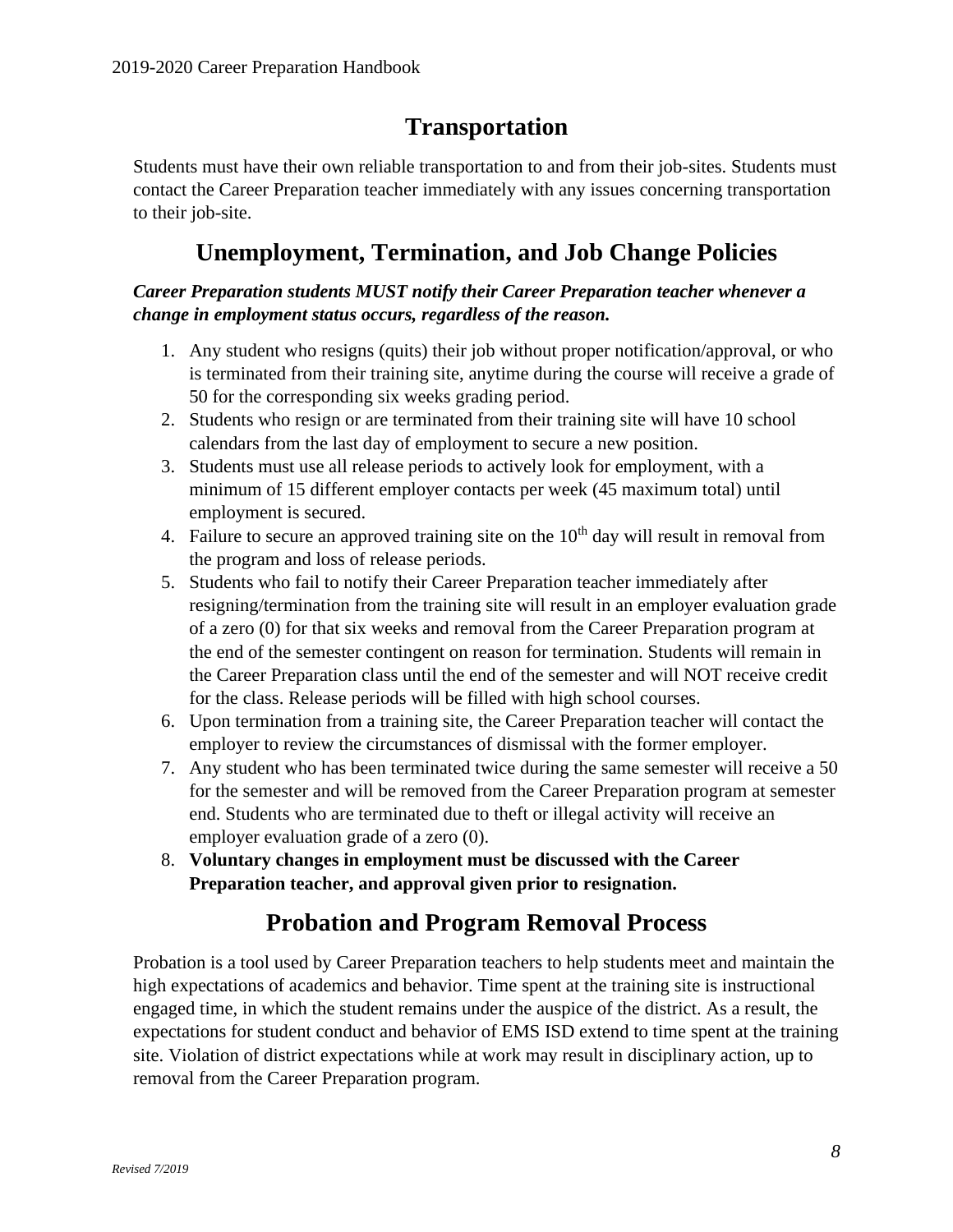## Transportation

Students must have their own reliable transportation to and from their job-sites. Students must contact the Career Preparation teacher immediately with any issues concerning transportation to their job-site.

## Unemployment, Termination, and Job Change Policies

***Career Preparation students MUST notify their Career Preparation teacher whenever a change in employment status occurs, regardless of the reason.***

1. Any student who resigns (quits) their job without proper notification/approval, or who is terminated from their training site, anytime during the course will receive a grade of 50 for the corresponding six weeks grading period.
2. Students who resign or are terminated from their training site will have 10 school calendars from the last day of employment to secure a new position.
3. Students must use all release periods to actively look for employment, with a minimum of 15 different employer contacts per week (45 maximum total) until employment is secured.
4. Failure to secure an approved training site on the 10th day will result in removal from the program and loss of release periods.
5. Students who fail to notify their Career Preparation teacher immediately after resigning/termination from the training site will result in an employer evaluation grade of a zero (0) for that six weeks and removal from the Career Preparation program at the end of the semester contingent on reason for termination. Students will remain in the Career Preparation class until the end of the semester and will NOT receive credit for the class. Release periods will be filled with high school courses.
6. Upon termination from a training site, the Career Preparation teacher will contact the employer to review the circumstances of dismissal with the former employer.
7. Any student who has been terminated twice during the same semester will receive a 50 for the semester and will be removed from the Career Preparation program at semester end. Students who are terminated due to theft or illegal activity will receive an employer evaluation grade of a zero (0).
8. **Voluntary changes in employment must be discussed with the Career Preparation teacher, and approval given prior to resignation.**

## Probation and Program Removal Process

Probation is a tool used by Career Preparation teachers to help students meet and maintain the high expectations of academics and behavior. Time spent at the training site is instructional engaged time, in which the student remains under the auspice of the district. As a result, the expectations for student conduct and behavior of EMS ISD extend to time spent at the training site. Violation of district expectations while at work may result in disciplinary action, up to removal from the Career Preparation program.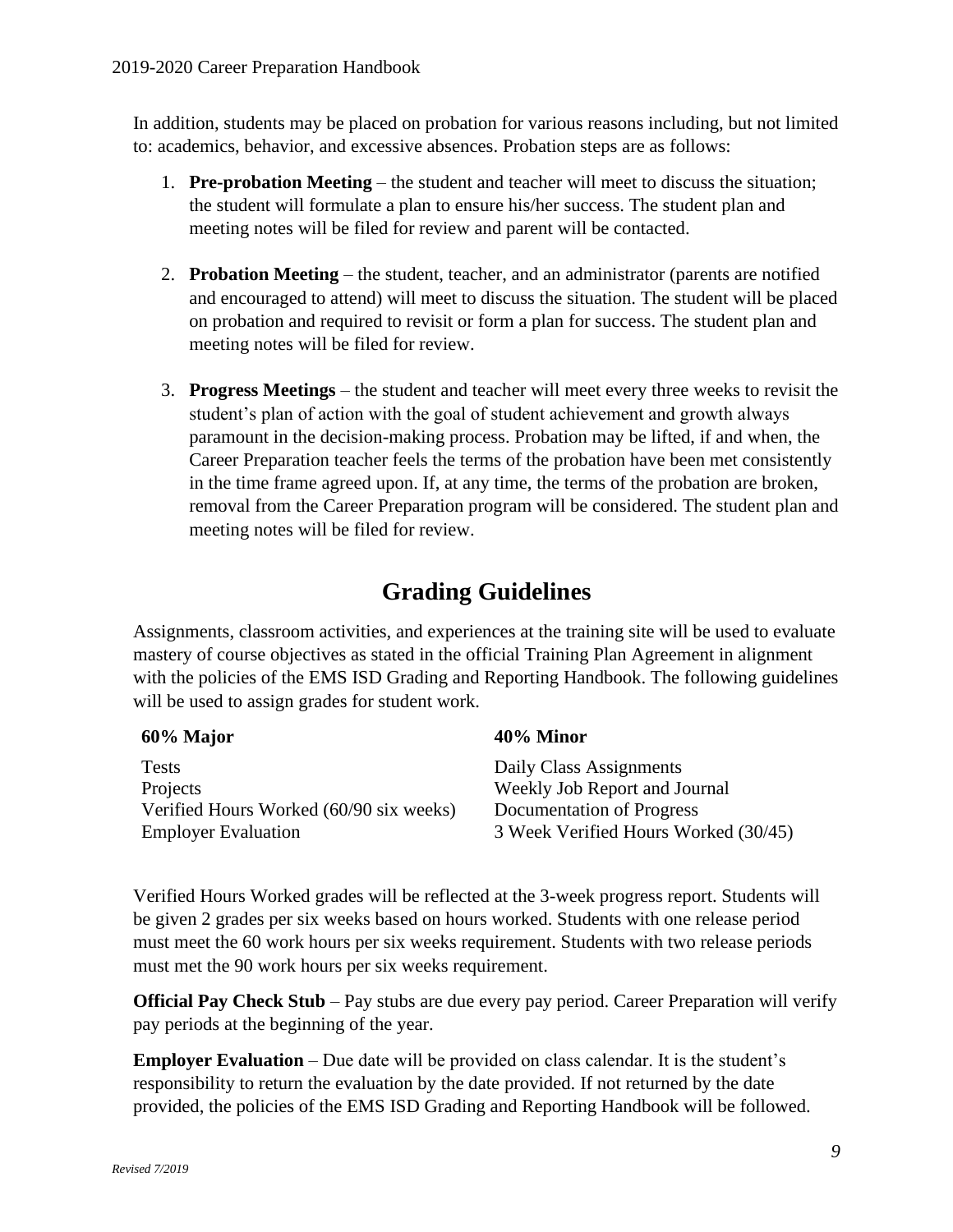In addition, students may be placed on probation for various reasons including, but not limited to: academics, behavior, and excessive absences. Probation steps are as follows:

1. **Pre-probation Meeting** – the student and teacher will meet to discuss the situation; the student will formulate a plan to ensure his/her success. The student plan and meeting notes will be filed for review and parent will be contacted.

2. **Probation Meeting** – the student, teacher, and an administrator (parents are notified and encouraged to attend) will meet to discuss the situation. The student will be placed on probation and required to revisit or form a plan for success. The student plan and meeting notes will be filed for review.

3. **Progress Meetings** – the student and teacher will meet every three weeks to revisit the student's plan of action with the goal of student achievement and growth always paramount in the decision-making process. Probation may be lifted, if and when, the Career Preparation teacher feels the terms of the probation have been met consistently in the time frame agreed upon. If, at any time, the terms of the probation are broken, removal from the Career Preparation program will be considered. The student plan and meeting notes will be filed for review.

## Grading Guidelines

Assignments, classroom activities, and experiences at the training site will be used to evaluate mastery of course objectives as stated in the official Training Plan Agreement in alignment with the policies of the EMS ISD Grading and Reporting Handbook. The following guidelines will be used to assign grades for student work.

| 60% Major | 40% Minor |
|---|---|
| Tests | Daily Class Assignments |
| Projects | Weekly Job Report and Journal |
| Verified Hours Worked (60/90 six weeks) | Documentation of Progress |
| Employer Evaluation | 3 Week Verified Hours Worked (30/45) |

Verified Hours Worked grades will be reflected at the 3-week progress report. Students will be given 2 grades per six weeks based on hours worked. Students with one release period must meet the 60 work hours per six weeks requirement. Students with two release periods must met the 90 work hours per six weeks requirement.

**Official Pay Check Stub** – Pay stubs are due every pay period. Career Preparation will verify pay periods at the beginning of the year.

**Employer Evaluation** – Due date will be provided on class calendar. It is the student's responsibility to return the evaluation by the date provided. If not returned by the date provided, the policies of the EMS ISD Grading and Reporting Handbook will be followed.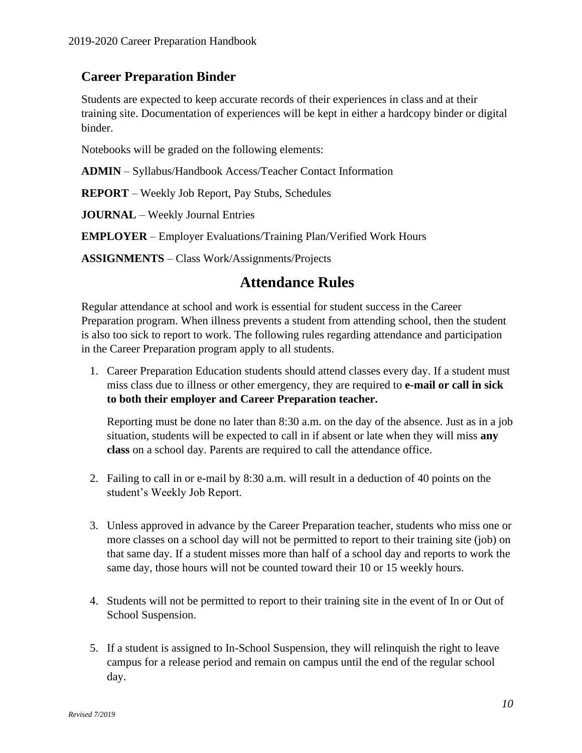## Career Preparation Binder

Students are expected to keep accurate records of their experiences in class and at their training site. Documentation of experiences will be kept in either a hardcopy binder or digital binder.

Notebooks will be graded on the following elements:

**ADMIN** – Syllabus/Handbook Access/Teacher Contact Information

**REPORT** – Weekly Job Report, Pay Stubs, Schedules

**JOURNAL** – Weekly Journal Entries

**EMPLOYER** – Employer Evaluations/Training Plan/Verified Work Hours

**ASSIGNMENTS** – Class Work/Assignments/Projects

# Attendance Rules

Regular attendance at school and work is essential for student success in the Career Preparation program. When illness prevents a student from attending school, then the student is also too sick to report to work. The following rules regarding attendance and participation in the Career Preparation program apply to all students.

1. Career Preparation Education students should attend classes every day. If a student must miss class due to illness or other emergency, they are required to **e-mail or call in sick to both their employer and Career Preparation teacher.**

   Reporting must be done no later than 8:30 a.m. on the day of the absence. Just as in a job situation, students will be expected to call in if absent or late when they will miss **any class** on a school day. Parents are required to call the attendance office.

2. Failing to call in or e-mail by 8:30 a.m. will result in a deduction of 40 points on the student's Weekly Job Report.

3. Unless approved in advance by the Career Preparation teacher, students who miss one or more classes on a school day will not be permitted to report to their training site (job) on that same day. If a student misses more than half of a school day and reports to work the same day, those hours will not be counted toward their 10 or 15 weekly hours.

4. Students will not be permitted to report to their training site in the event of In or Out of School Suspension.

5. If a student is assigned to In-School Suspension, they will relinquish the right to leave campus for a release period and remain on campus until the end of the regular school day.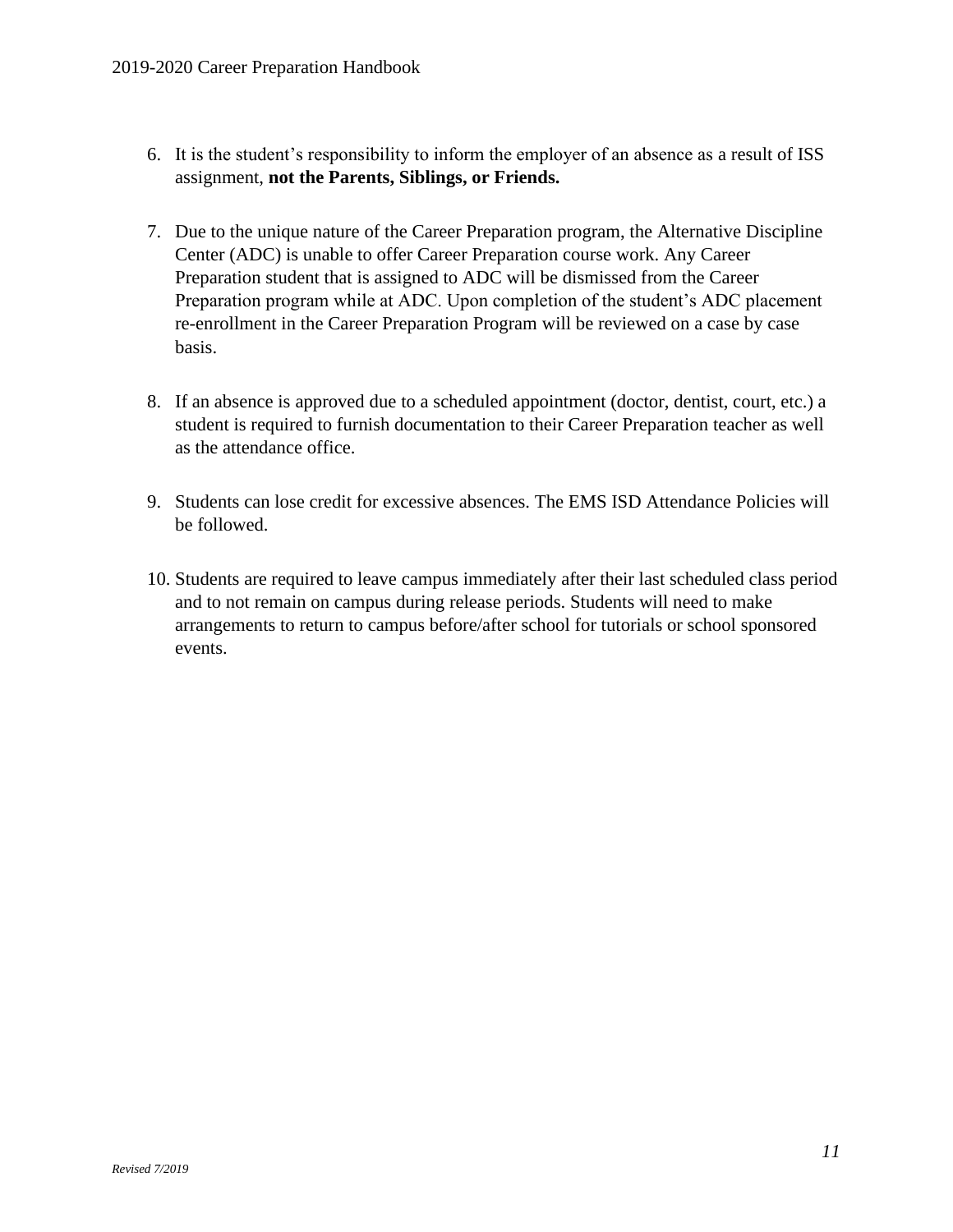6. It is the student's responsibility to inform the employer of an absence as a result of ISS assignment, **not the Parents, Siblings, or Friends.**

7. Due to the unique nature of the Career Preparation program, the Alternative Discipline Center (ADC) is unable to offer Career Preparation course work. Any Career Preparation student that is assigned to ADC will be dismissed from the Career Preparation program while at ADC. Upon completion of the student's ADC placement re-enrollment in the Career Preparation Program will be reviewed on a case by case basis.

8. If an absence is approved due to a scheduled appointment (doctor, dentist, court, etc.) a student is required to furnish documentation to their Career Preparation teacher as well as the attendance office.

9. Students can lose credit for excessive absences. The EMS ISD Attendance Policies will be followed.

10. Students are required to leave campus immediately after their last scheduled class period and to not remain on campus during release periods. Students will need to make arrangements to return to campus before/after school for tutorials or school sponsored events.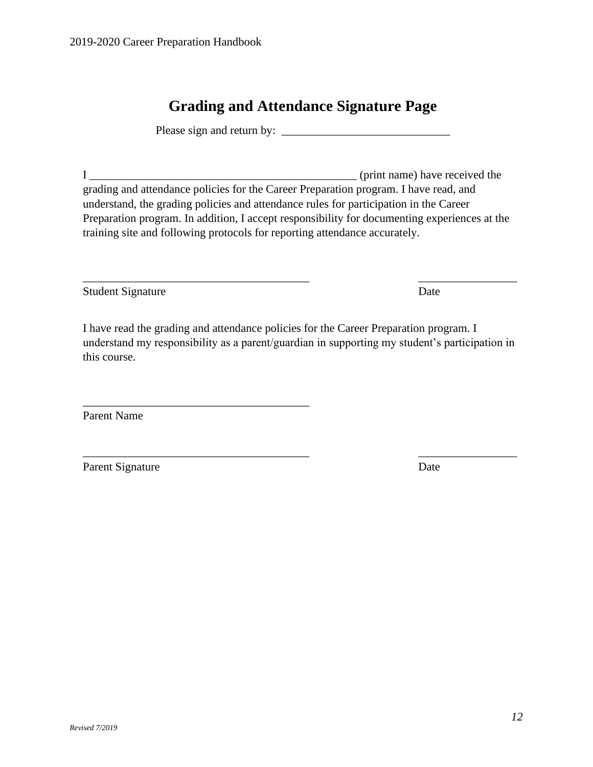# Grading and Attendance Signature Page

Please sign and return by: ____________________________

I _____________________________________________ (print name) have received the grading and attendance policies for the Career Preparation program. I have read, and understand, the grading policies and attendance rules for participation in the Career Preparation program. In addition, I accept responsibility for documenting experiences at the training site and following protocols for reporting attendance accurately.

______________________________________ ________________

Student Signature Date

I have read the grading and attendance policies for the Career Preparation program. I understand my responsibility as a parent/guardian in supporting my student's participation in this course.

______________________________________

Parent Name

______________________________________ ________________

Parent Signature Date

*Revised 7/2019*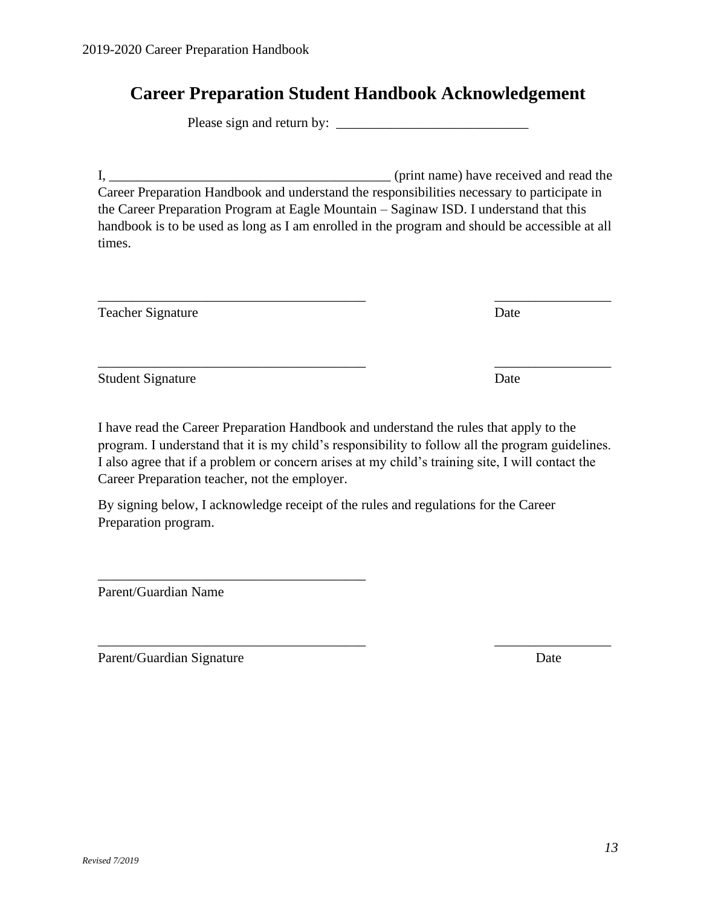# Career Preparation Student Handbook Acknowledgement

Please sign and return by: ____________________________

I, ________________________________________ (print name) have received and read the Career Preparation Handbook and understand the responsibilities necessary to participate in the Career Preparation Program at Eagle Mountain – Saginaw ISD. I understand that this handbook is to be used as long as I am enrolled in the program and should be accessible at all times.

_______________________________________ _________________

Teacher Signature Date

_______________________________________ _________________

Student Signature Date

I have read the Career Preparation Handbook and understand the rules that apply to the program. I understand that it is my child's responsibility to follow all the program guidelines. I also agree that if a problem or concern arises at my child's training site, I will contact the Career Preparation teacher, not the employer.

By signing below, I acknowledge receipt of the rules and regulations for the Career Preparation program.

_______________________________________

Parent/Guardian Name

_______________________________________ _________________

Parent/Guardian Signature Date

*Revised 7/2019*